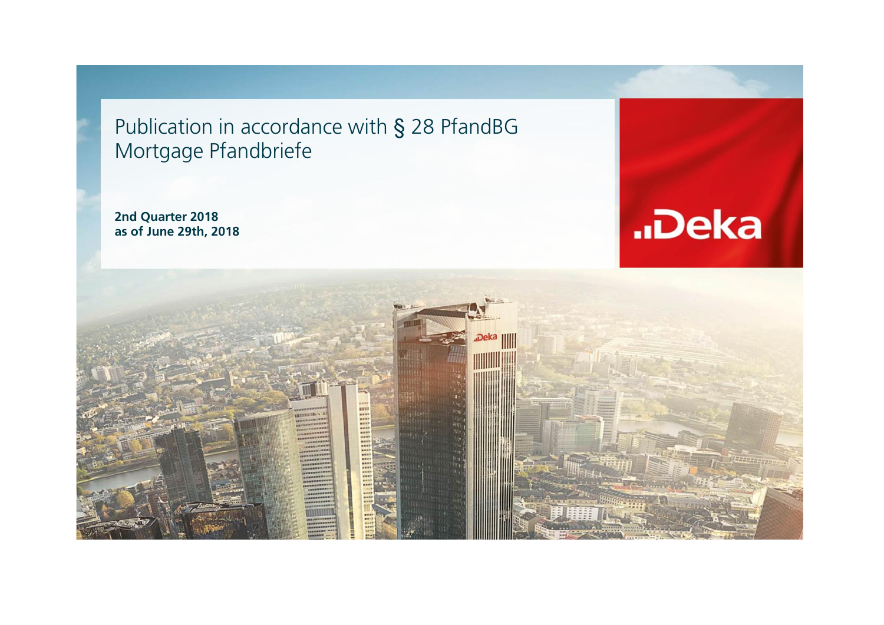# Publication in accordance with § 28 PfandBG
# Mortgage Pfandbriefe

**2nd Quarter 2018**
**as of June 29th, 2018**

..Deka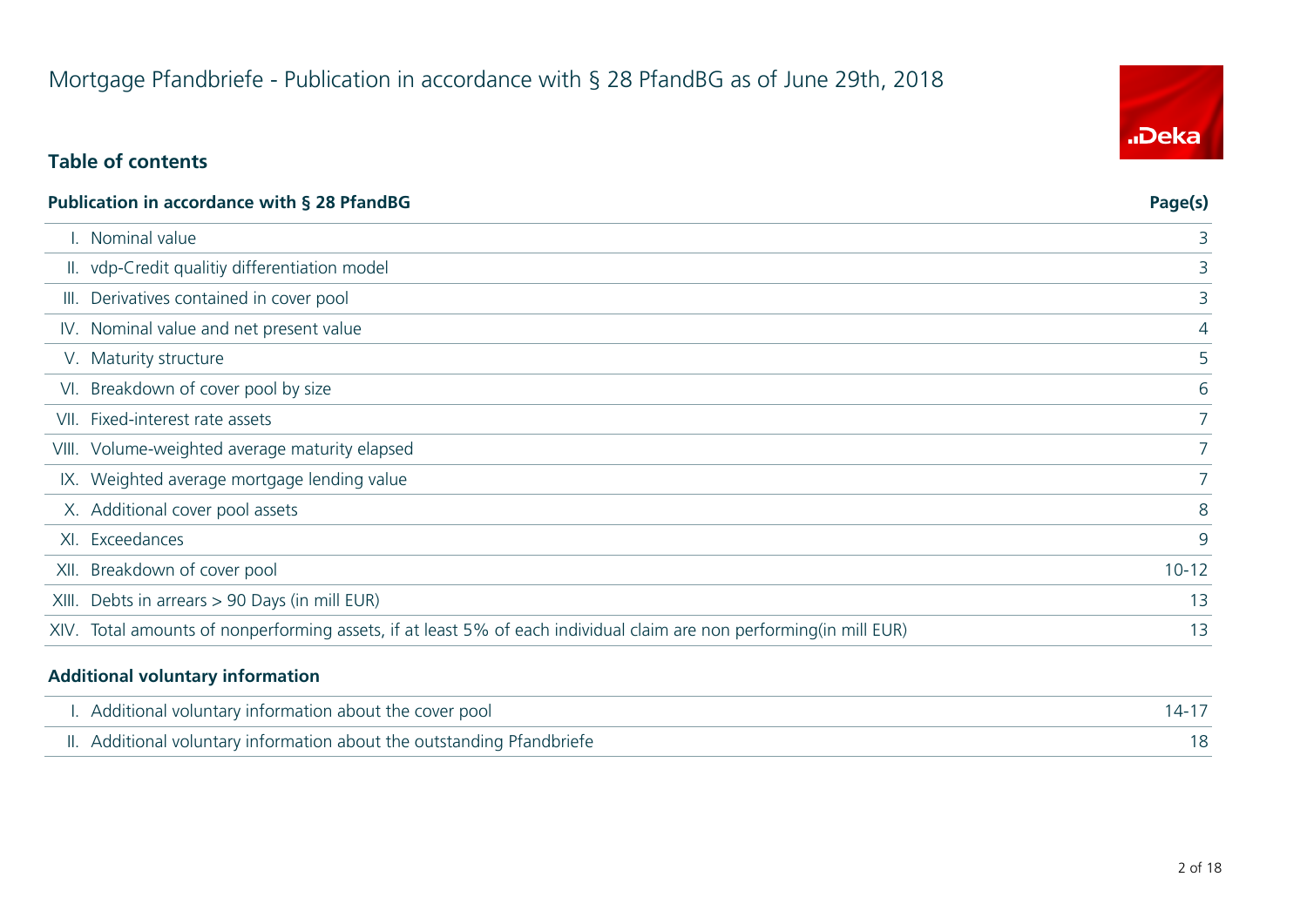# Mortgage Pfandbriefe - Publication in accordance with § 28 PfandBG as of June 29th, 2018

## Table of contents

| Publication in accordance with § 28 PfandBG | Page(s) |
|---|---|
| I. Nominal value | 3 |
| II. vdp-Credit qualitiy differentiation model | 3 |
| III. Derivatives contained in cover pool | 3 |
| IV. Nominal value and net present value | 4 |
| V. Maturity structure | 5 |
| VI. Breakdown of cover pool by size | 6 |
| VII. Fixed-interest rate assets | 7 |
| VIII. Volume-weighted average maturity elapsed | 7 |
| IX. Weighted average mortgage lending value | 7 |
| X. Additional cover pool assets | 8 |
| XI. Exceedances | 9 |
| XII. Breakdown of cover pool | 10-12 |
| XIII. Debts in arrears > 90 Days (in mill EUR) | 13 |
| XIV. Total amounts of nonperforming assets, if at least 5% of each individual claim are non performing(in mill EUR) | 13 |

| Additional voluntary information | |
|---|---|
| I. Additional voluntary information about the cover pool | 14-17 |
| II. Additional voluntary information about the outstanding Pfandbriefe | 18 |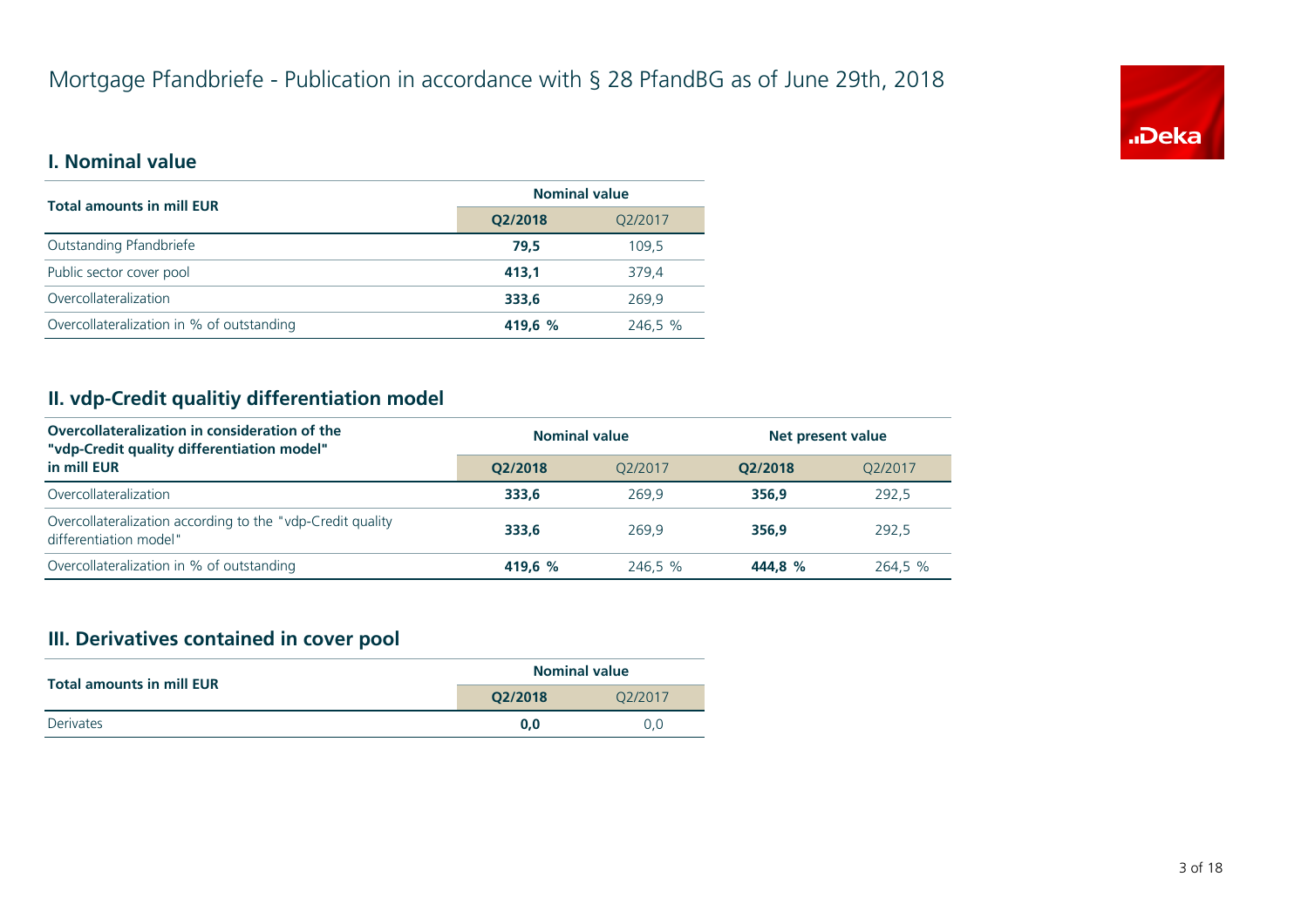# Mortgage Pfandbriefe - Publication in accordance with § 28 PfandBG as of June 29th, 2018

## I. Nominal value

| Total amounts in mill EUR | Nominal value | |
|---|---|---|
| | **Q2/2018** | Q2/2017 |
| Outstanding Pfandbriefe | **79,5** | 109,5 |
| Public sector cover pool | **413,1** | 379,4 |
| Overcollateralization | **333,6** | 269,9 |
| Overcollateralization in % of outstanding | **419,6 %** | 246,5 % |

## II. vdp-Credit qualitiy differentiation model

| Overcollateralization in consideration of the "vdp-Credit quality differentiation model" in mill EUR | Nominal value | | Net present value | |
|---|---|---|---|---|
| | **Q2/2018** | Q2/2017 | **Q2/2018** | Q2/2017 |
| Overcollateralization | **333,6** | 269,9 | **356,9** | 292,5 |
| Overcollateralization according to the "vdp-Credit quality differentiation model" | **333,6** | 269,9 | **356,9** | 292,5 |
| Overcollateralization in % of outstanding | **419,6 %** | 246,5 % | **444,8 %** | 264,5 % |

## III. Derivatives contained in cover pool

| Total amounts in mill EUR | Nominal value | |
|---|---|---|
| | **Q2/2018** | Q2/2017 |
| Derivates | **0,0** | 0,0 |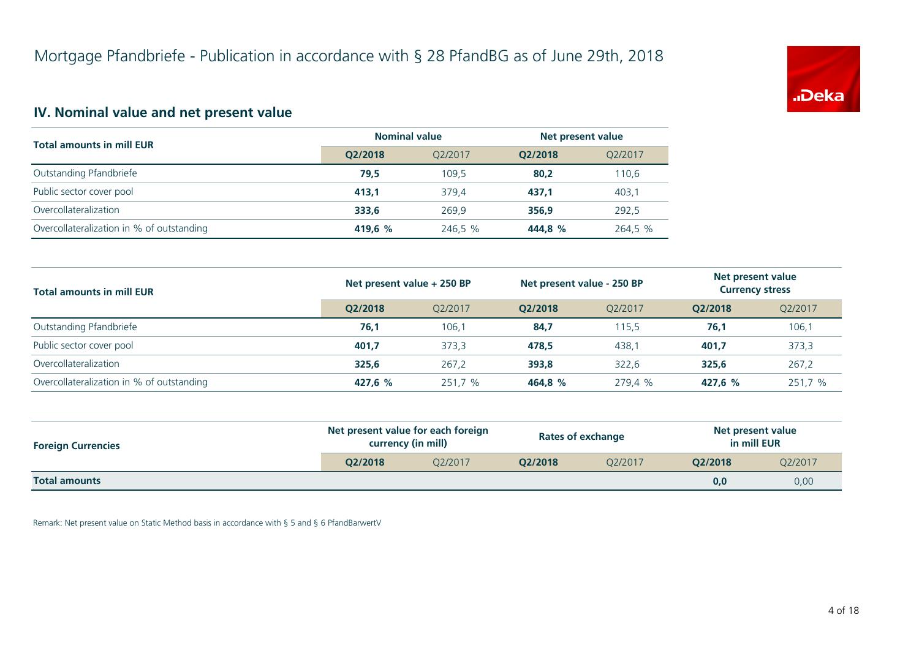# Mortgage Pfandbriefe - Publication in accordance with § 28 PfandBG as of June 29th, 2018

## IV. Nominal value and net present value

| Total amounts in mill EUR | Nominal value | | Net present value | |
|---|---|---|---|---|
| | **Q2/2018** | Q2/2017 | **Q2/2018** | Q2/2017 |
| Outstanding Pfandbriefe | **79,5** | 109,5 | **80,2** | 110,6 |
| Public sector cover pool | **413,1** | 379,4 | **437,1** | 403,1 |
| Overcollateralization | **333,6** | 269,9 | **356,9** | 292,5 |
| Overcollateralization in % of outstanding | **419,6 %** | 246,5 % | **444,8 %** | 264,5 % |

| Total amounts in mill EUR | Net present value + 250 BP | | Net present value - 250 BP | | Net present value Currency stress | |
|---|---|---|---|---|---|---|
| | **Q2/2018** | Q2/2017 | **Q2/2018** | Q2/2017 | **Q2/2018** | Q2/2017 |
| Outstanding Pfandbriefe | **76,1** | 106,1 | **84,7** | 115,5 | **76,1** | 106,1 |
| Public sector cover pool | **401,7** | 373,3 | **478,5** | 438,1 | **401,7** | 373,3 |
| Overcollateralization | **325,6** | 267,2 | **393,8** | 322,6 | **325,6** | 267,2 |
| Overcollateralization in % of outstanding | **427,6 %** | 251,7 % | **464,8 %** | 279,4 % | **427,6 %** | 251,7 % |

| Foreign Currencies | Net present value for each foreign currency (in mill) | | Rates of exchange | | Net present value in mill EUR | |
|---|---|---|---|---|---|---|
| | **Q2/2018** | Q2/2017 | **Q2/2018** | Q2/2017 | **Q2/2018** | Q2/2017 |
| **Total amounts** | | | | | **0,0** | 0,00 |

Remark: Net present value on Static Method basis in accordance with § 5 and § 6 PfandBarwertV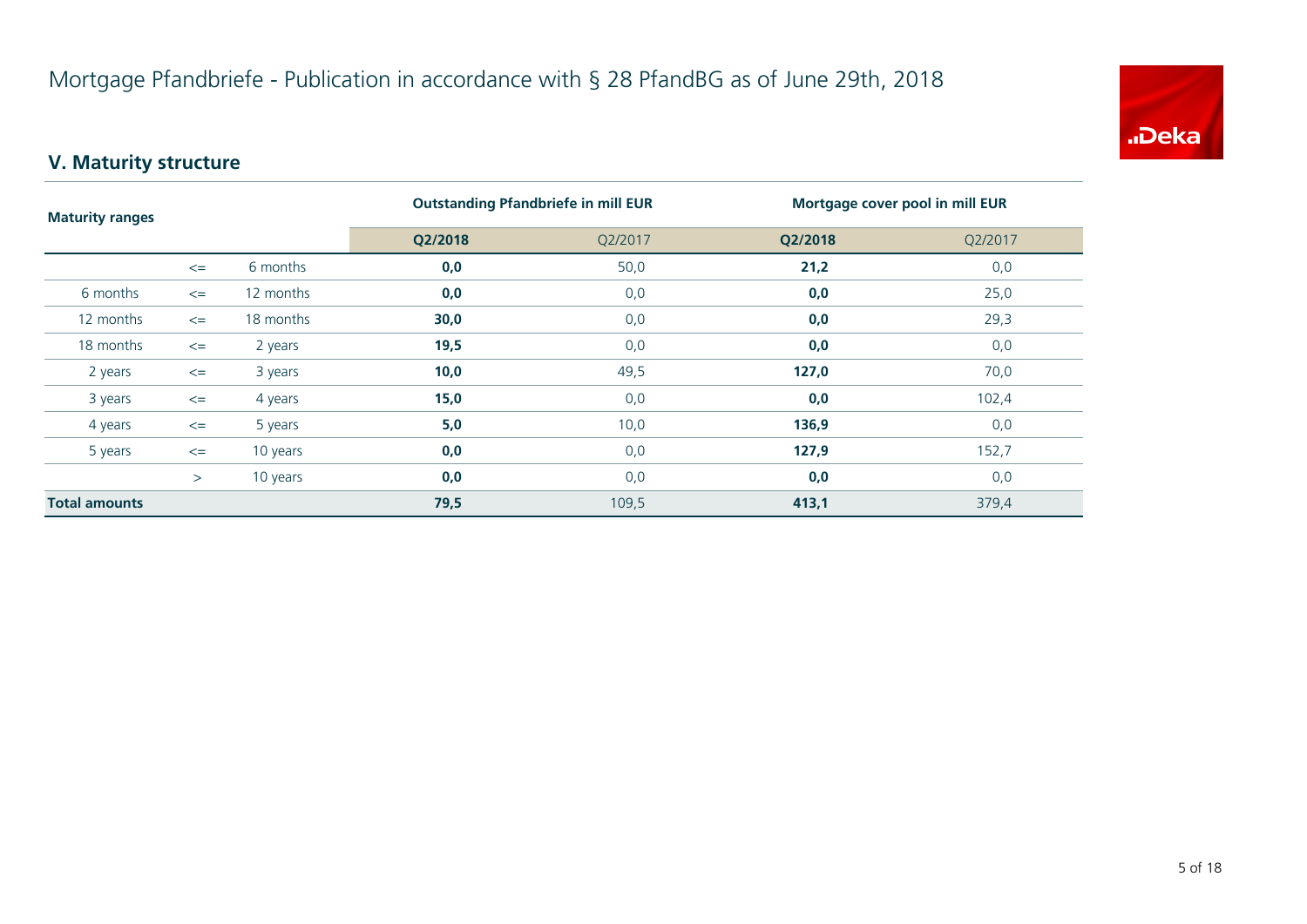# Mortgage Pfandbriefe - Publication in accordance with § 28 PfandBG as of June 29th, 2018

## V. Maturity structure

| Maturity ranges | | | Outstanding Pfandbriefe in mill EUR | | Mortgage cover pool in mill EUR | |
|---|---|---|---|---|---|---|
| | | | **Q2/2018** | Q2/2017 | **Q2/2018** | Q2/2017 |
| | <= | 6 months | **0,0** | 50,0 | **21,2** | 0,0 |
| 6 months | <= | 12 months | **0,0** | 0,0 | **0,0** | 25,0 |
| 12 months | <= | 18 months | **30,0** | 0,0 | **0,0** | 29,3 |
| 18 months | <= | 2 years | **19,5** | 0,0 | **0,0** | 0,0 |
| 2 years | <= | 3 years | **10,0** | 49,5 | **127,0** | 70,0 |
| 3 years | <= | 4 years | **15,0** | 0,0 | **0,0** | 102,4 |
| 4 years | <= | 5 years | **5,0** | 10,0 | **136,9** | 0,0 |
| 5 years | <= | 10 years | **0,0** | 0,0 | **127,9** | 152,7 |
| | > | 10 years | **0,0** | 0,0 | **0,0** | 0,0 |
| **Total amounts** | | | **79,5** | 109,5 | **413,1** | 379,4 |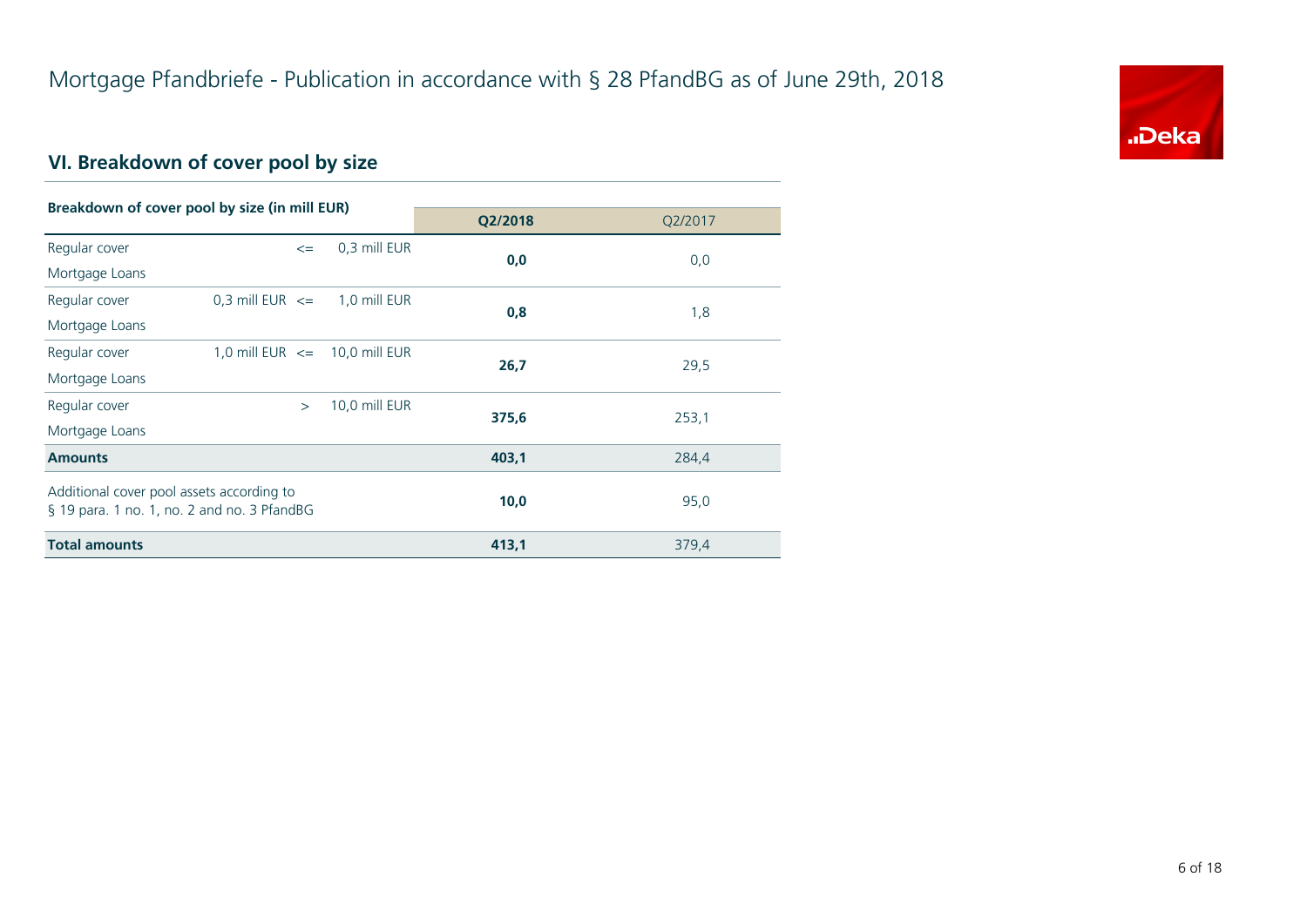# Mortgage Pfandbriefe - Publication in accordance with § 28 PfandBG as of June 29th, 2018

## VI. Breakdown of cover pool by size

| Breakdown of cover pool by size (in mill EUR) | | | Q2/2018 | Q2/2017 |
|---|---|---|---|---|
| Regular cover Mortgage Loans | <= | 0,3 mill EUR | **0,0** | 0,0 |
| Regular cover Mortgage Loans | 0,3 mill EUR <= | 1,0 mill EUR | **0,8** | 1,8 |
| Regular cover Mortgage Loans | 1,0 mill EUR <= | 10,0 mill EUR | **26,7** | 29,5 |
| Regular cover Mortgage Loans | > | 10,0 mill EUR | **375,6** | 253,1 |
| **Amounts** | | | **403,1** | 284,4 |
| Additional cover pool assets according to § 19 para. 1 no. 1, no. 2 and no. 3 PfandBG | | | **10,0** | 95,0 |
| **Total amounts** | | | **413,1** | 379,4 |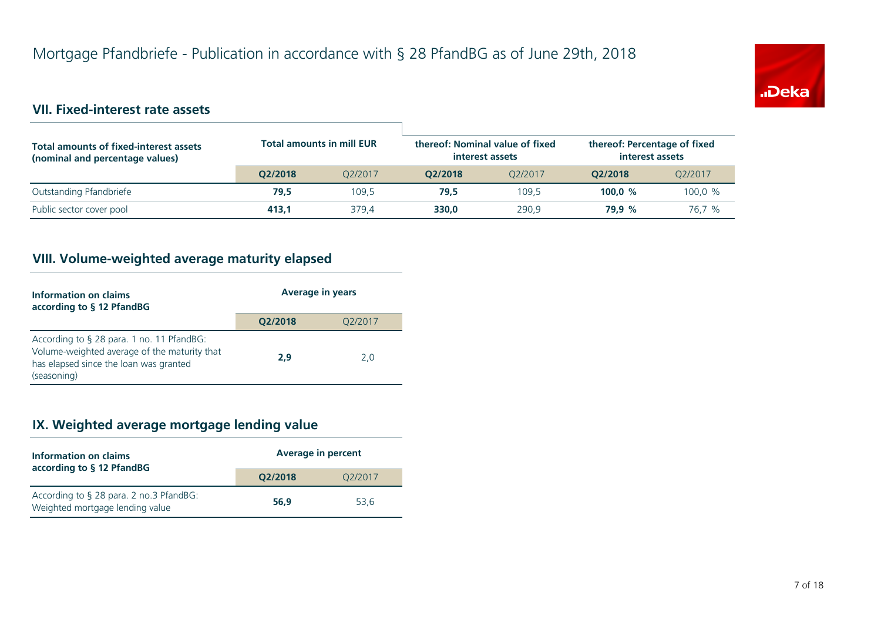# Mortgage Pfandbriefe - Publication in accordance with § 28 PfandBG as of June 29th, 2018

## VII. Fixed-interest rate assets

| Total amounts of fixed-interest assets (nominal and percentage values) | Total amounts in mill EUR | | thereof: Nominal value of fixed interest assets | | thereof: Percentage of fixed interest assets | |
|---|---|---|---|---|---|---|
| | **Q2/2018** | Q2/2017 | **Q2/2018** | Q2/2017 | **Q2/2018** | Q2/2017 |
| Outstanding Pfandbriefe | **79,5** | 109,5 | **79,5** | 109,5 | **100,0 %** | 100,0 % |
| Public sector cover pool | **413,1** | 379,4 | **330,0** | 290,9 | **79,9 %** | 76,7 % |

## VIII. Volume-weighted average maturity elapsed

| Information on claims according to § 12 PfandBG | Average in years | |
|---|---|---|
| | **Q2/2018** | Q2/2017 |
| According to § 28 para. 1 no. 11 PfandBG: Volume-weighted average of the maturity that has elapsed since the loan was granted (seasoning) | **2,9** | 2,0 |

## IX. Weighted average mortgage lending value

| Information on claims according to § 12 PfandBG | Average in percent | |
|---|---|---|
| | **Q2/2018** | Q2/2017 |
| According to § 28 para. 2 no.3 PfandBG: Weighted mortgage lending value | **56,9** | 53,6 |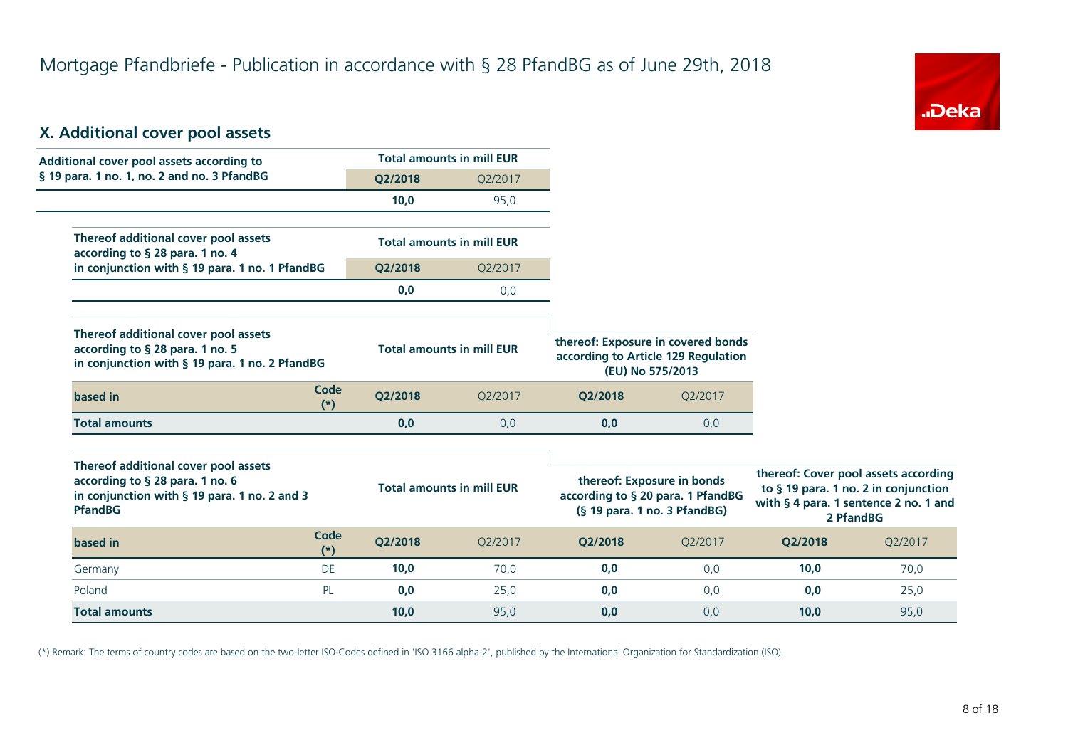# Mortgage Pfandbriefe - Publication in accordance with § 28 PfandBG as of June 29th, 2018

## X. Additional cover pool assets

| Additional cover pool assets according to § 19 para. 1 no. 1, no. 2 and no. 3 PfandBG | Total amounts in mill EUR | |
|---|---|---|
| | **Q2/2018** | Q2/2017 |
| | **10,0** | 95,0 |

| Thereof additional cover pool assets according to § 28 para. 1 no. 4 in conjunction with § 19 para. 1 no. 1 PfandBG | Total amounts in mill EUR | |
|---|---|---|
| | **Q2/2018** | Q2/2017 |
| | **0,0** | 0,0 |

| Thereof additional cover pool assets according to § 28 para. 1 no. 5 in conjunction with § 19 para. 1 no. 2 PfandBG | | Total amounts in mill EUR | | thereof: Exposure in covered bonds according to Article 129 Regulation (EU) No 575/2013 | |
|---|---|---|---|---|---|
| **based in** | **Code (*)** | **Q2/2018** | Q2/2017 | **Q2/2018** | Q2/2017 |
| **Total amounts** | | **0,0** | 0,0 | **0,0** | 0,0 |

| Thereof additional cover pool assets according to § 28 para. 1 no. 6 in conjunction with § 19 para. 1 no. 2 and 3 PfandBG | | Total amounts in mill EUR | | thereof: Exposure in bonds according to § 20 para. 1 PfandBG (§ 19 para. 1 no. 3 PfandBG) | | thereof: Cover pool assets according to § 19 para. 1 no. 2 in conjunction with § 4 para. 1 sentence 2 no. 1 and 2 PfandBG | |
|---|---|---|---|---|---|---|---|
| **based in** | **Code (*)** | **Q2/2018** | Q2/2017 | **Q2/2018** | Q2/2017 | **Q2/2018** | Q2/2017 |
| Germany | DE | **10,0** | 70,0 | **0,0** | 0,0 | **10,0** | 70,0 |
| Poland | PL | **0,0** | 25,0 | **0,0** | 0,0 | **0,0** | 25,0 |
| **Total amounts** | | **10,0** | 95,0 | **0,0** | 0,0 | **10,0** | 95,0 |

(*) Remark: The terms of country codes are based on the two-letter ISO-Codes defined in 'ISO 3166 alpha-2', published by the International Organization for Standardization (ISO).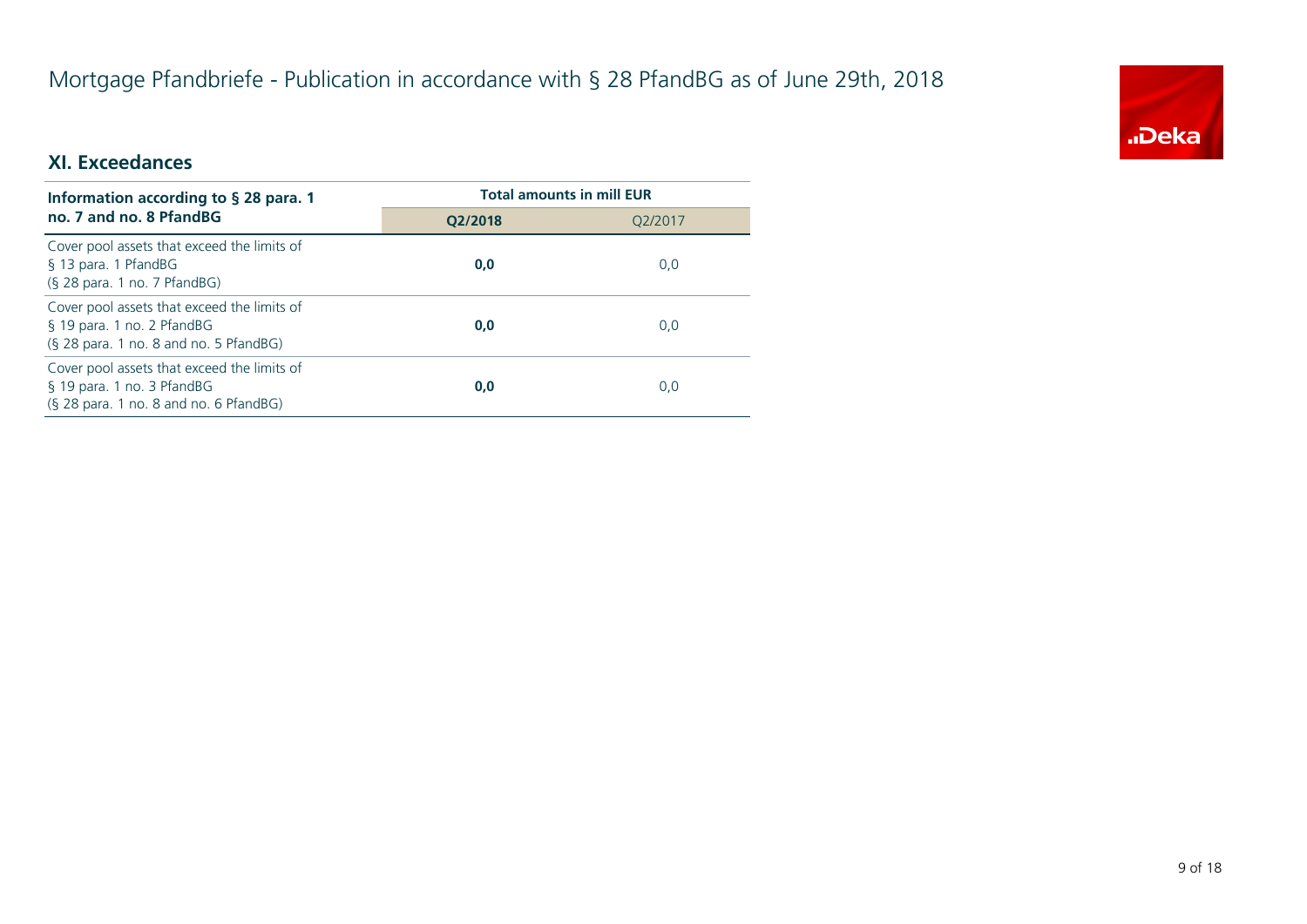# Mortgage Pfandbriefe - Publication in accordance with § 28 PfandBG as of June 29th, 2018

## XI. Exceedances

| Information according to § 28 para. 1 no. 7 and no. 8 PfandBG | Total amounts in mill EUR | |
|---|---|---|
| | **Q2/2018** | Q2/2017 |
| Cover pool assets that exceed the limits of § 13 para. 1 PfandBG (§ 28 para. 1 no. 7 PfandBG) | **0,0** | 0,0 |
| Cover pool assets that exceed the limits of § 19 para. 1 no. 2 PfandBG (§ 28 para. 1 no. 8 and no. 5 PfandBG) | **0,0** | 0,0 |
| Cover pool assets that exceed the limits of § 19 para. 1 no. 3 PfandBG (§ 28 para. 1 no. 8 and no. 6 PfandBG) | **0,0** | 0,0 |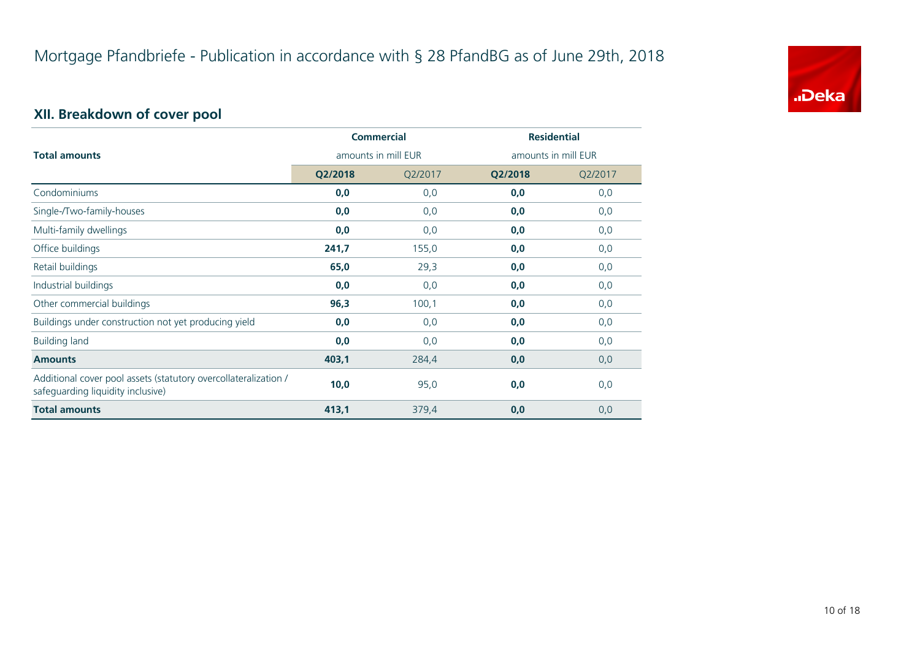# Mortgage Pfandbriefe - Publication in accordance with § 28 PfandBG as of June 29th, 2018

## XII. Breakdown of cover pool

| Total amounts | Commercial amounts in mill EUR | | Residential amounts in mill EUR | |
|---|---|---|---|---|
| | **Q2/2018** | Q2/2017 | **Q2/2018** | Q2/2017 |
| Condominiums | **0,0** | 0,0 | **0,0** | 0,0 |
| Single-/Two-family-houses | **0,0** | 0,0 | **0,0** | 0,0 |
| Multi-family dwellings | **0,0** | 0,0 | **0,0** | 0,0 |
| Office buildings | **241,7** | 155,0 | **0,0** | 0,0 |
| Retail buildings | **65,0** | 29,3 | **0,0** | 0,0 |
| Industrial buildings | **0,0** | 0,0 | **0,0** | 0,0 |
| Other commercial buildings | **96,3** | 100,1 | **0,0** | 0,0 |
| Buildings under construction not yet producing yield | **0,0** | 0,0 | **0,0** | 0,0 |
| Building land | **0,0** | 0,0 | **0,0** | 0,0 |
| **Amounts** | **403,1** | 284,4 | **0,0** | 0,0 |
| Additional cover pool assets (statutory overcollateralization / safeguarding liquidity inclusive) | **10,0** | 95,0 | **0,0** | 0,0 |
| **Total amounts** | **413,1** | 379,4 | **0,0** | 0,0 |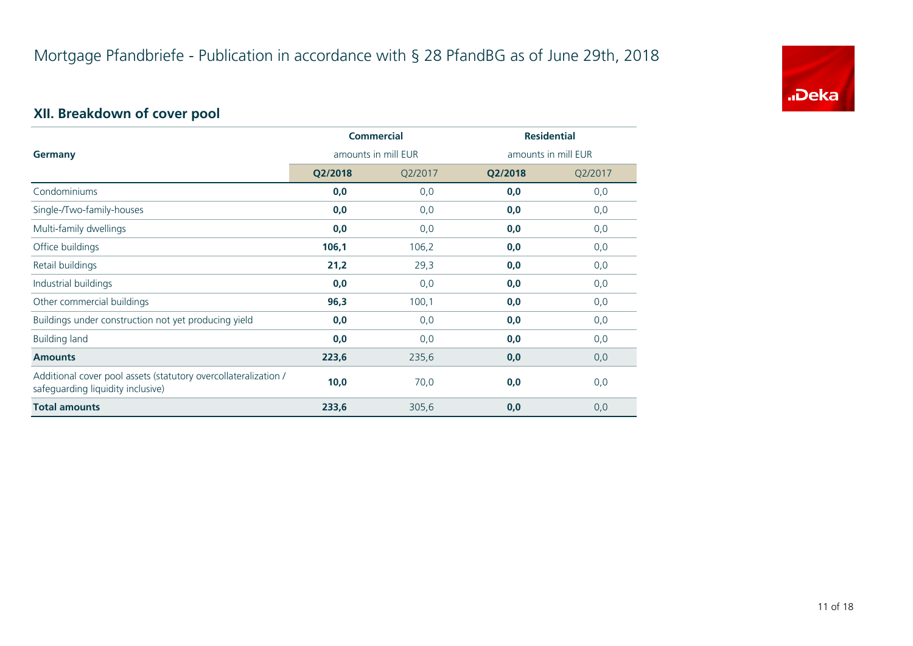# Mortgage Pfandbriefe - Publication in accordance with § 28 PfandBG as of June 29th, 2018

## XII. Breakdown of cover pool

| Germany | Commercial amounts in mill EUR | | Residential amounts in mill EUR | |
|---|---|---|---|---|
| | **Q2/2018** | Q2/2017 | **Q2/2018** | Q2/2017 |
| Condominiums | **0,0** | 0,0 | **0,0** | 0,0 |
| Single-/Two-family-houses | **0,0** | 0,0 | **0,0** | 0,0 |
| Multi-family dwellings | **0,0** | 0,0 | **0,0** | 0,0 |
| Office buildings | **106,1** | 106,2 | **0,0** | 0,0 |
| Retail buildings | **21,2** | 29,3 | **0,0** | 0,0 |
| Industrial buildings | **0,0** | 0,0 | **0,0** | 0,0 |
| Other commercial buildings | **96,3** | 100,1 | **0,0** | 0,0 |
| Buildings under construction not yet producing yield | **0,0** | 0,0 | **0,0** | 0,0 |
| Building land | **0,0** | 0,0 | **0,0** | 0,0 |
| **Amounts** | **223,6** | 235,6 | **0,0** | 0,0 |
| Additional cover pool assets (statutory overcollateralization / safeguarding liquidity inclusive) | **10,0** | 70,0 | **0,0** | 0,0 |
| **Total amounts** | **233,6** | 305,6 | **0,0** | 0,0 |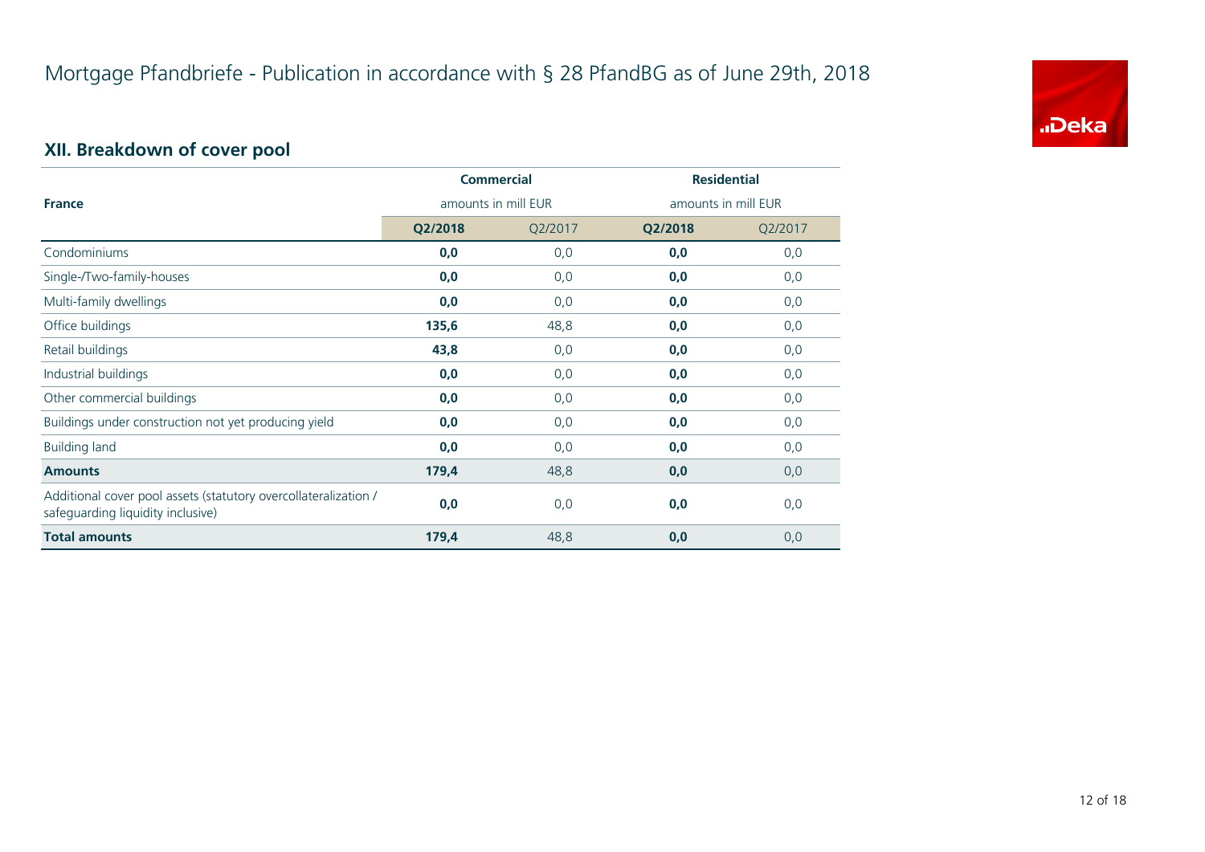# Mortgage Pfandbriefe - Publication in accordance with § 28 PfandBG as of June 29th, 2018

## XII. Breakdown of cover pool

| France | Commercial | | Residential | |
|---|---|---|---|---|
| | amounts in mill EUR | | amounts in mill EUR | |
| | **Q2/2018** | Q2/2017 | **Q2/2018** | Q2/2017 |
| Condominiums | **0,0** | 0,0 | **0,0** | 0,0 |
| Single-/Two-family-houses | **0,0** | 0,0 | **0,0** | 0,0 |
| Multi-family dwellings | **0,0** | 0,0 | **0,0** | 0,0 |
| Office buildings | **135,6** | 48,8 | **0,0** | 0,0 |
| Retail buildings | **43,8** | 0,0 | **0,0** | 0,0 |
| Industrial buildings | **0,0** | 0,0 | **0,0** | 0,0 |
| Other commercial buildings | **0,0** | 0,0 | **0,0** | 0,0 |
| Buildings under construction not yet producing yield | **0,0** | 0,0 | **0,0** | 0,0 |
| Building land | **0,0** | 0,0 | **0,0** | 0,0 |
| **Amounts** | **179,4** | 48,8 | **0,0** | 0,0 |
| Additional cover pool assets (statutory overcollateralization / safeguarding liquidity inclusive) | **0,0** | 0,0 | **0,0** | 0,0 |
| **Total amounts** | **179,4** | 48,8 | **0,0** | 0,0 |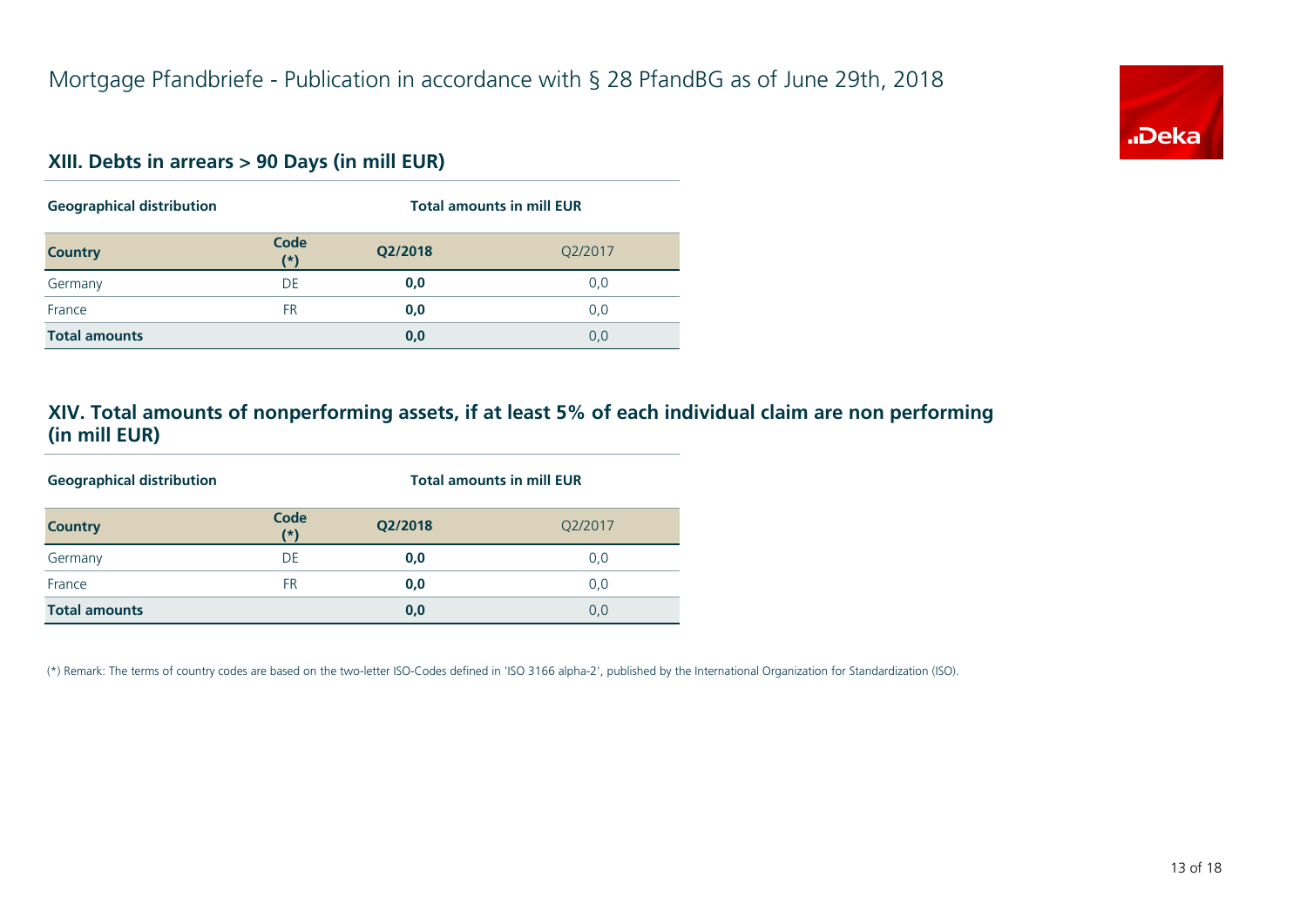# Mortgage Pfandbriefe - Publication in accordance with § 28 PfandBG as of June 29th, 2018

## XIII. Debts in arrears > 90 Days (in mill EUR)

| Geographical distribution | | Total amounts in mill EUR | |
|---|---|---|---|
| **Country** | **Code (*)** | **Q2/2018** | Q2/2017 |
| Germany | DE | **0,0** | 0,0 |
| France | FR | **0,0** | 0,0 |
| **Total amounts** | | **0,0** | 0,0 |

## XIV. Total amounts of nonperforming assets, if at least 5% of each individual claim are non performing (in mill EUR)

| Geographical distribution | | Total amounts in mill EUR | |
|---|---|---|---|
| **Country** | **Code (*)** | **Q2/2018** | Q2/2017 |
| Germany | DE | **0,0** | 0,0 |
| France | FR | **0,0** | 0,0 |
| **Total amounts** | | **0,0** | 0,0 |

(*) Remark: The terms of country codes are based on the two-letter ISO-Codes defined in 'ISO 3166 alpha-2', published by the International Organization for Standardization (ISO).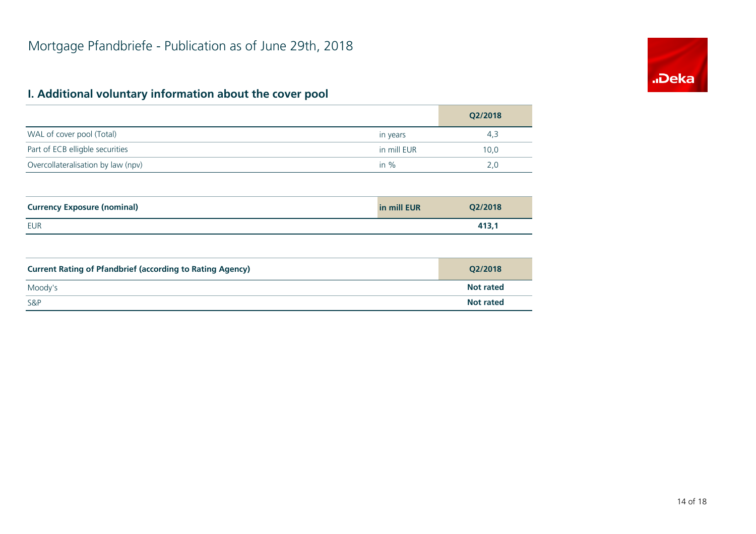# Mortgage Pfandbriefe - Publication as of June 29th, 2018

## I. Additional voluntary information about the cover pool

| | | Q2/2018 |
|---|---|---|
| WAL of cover pool (Total) | in years | 4,3 |
| Part of ECB elligble securities | in mill EUR | 10,0 |
| Overcollateralisation by law (npv) | in % | 2,0 |

| **Currency Exposure (nominal)** | **in mill EUR** | **Q2/2018** |
|---|---|---|
| EUR | | **413,1** |

| **Current Rating of Pfandbrief (according to Rating Agency)** | **Q2/2018** |
|---|---|
| Moody's | **Not rated** |
| S&P | **Not rated** |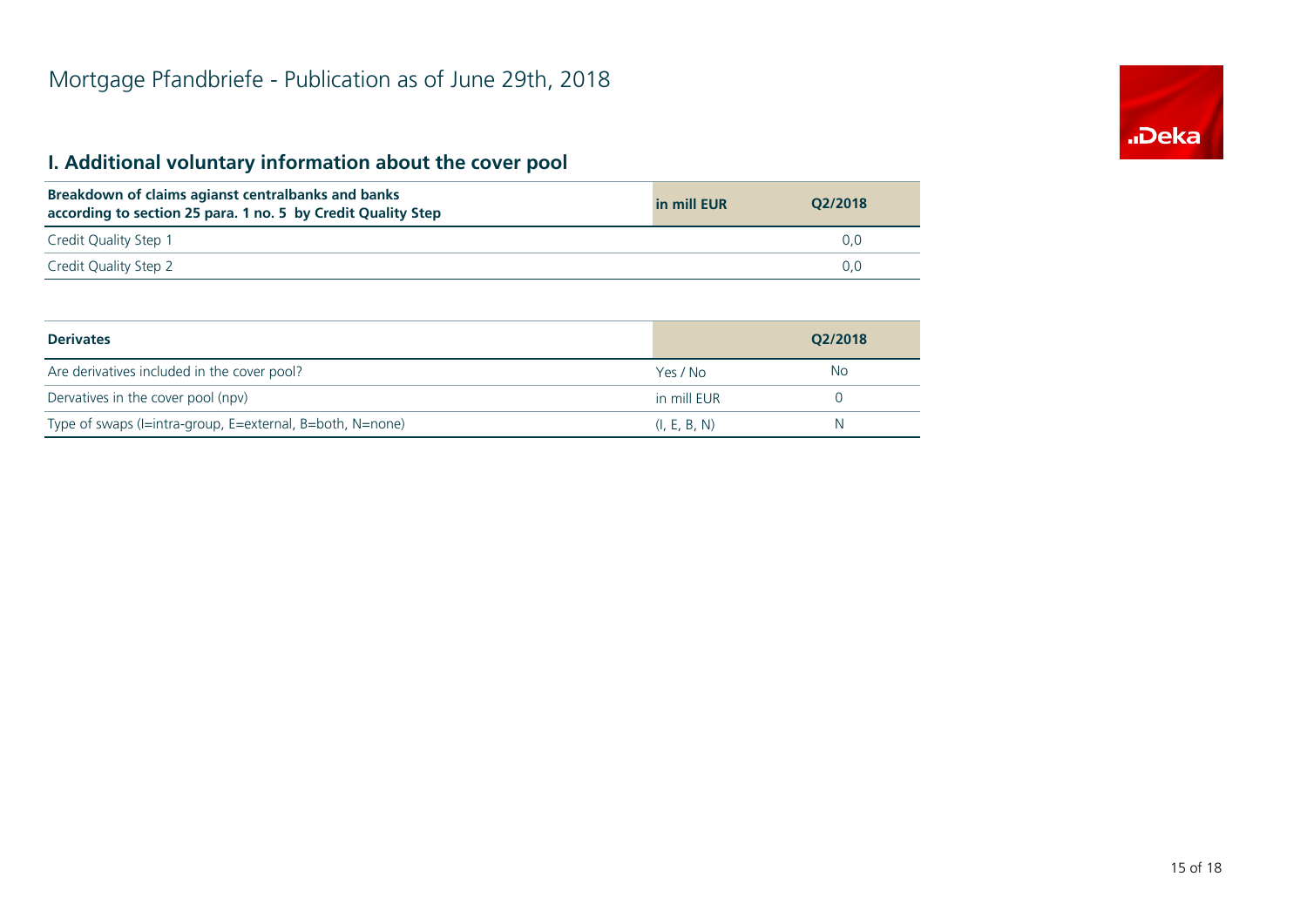# Mortgage Pfandbriefe - Publication as of June 29th, 2018

## I. Additional voluntary information about the cover pool

| Breakdown of claims agianst centralbanks and banks according to section 25 para. 1 no. 5 by Credit Quality Step | in mill EUR | Q2/2018 |
|---|---|---|
| Credit Quality Step 1 | | 0,0 |
| Credit Quality Step 2 | | 0,0 |

| Derivates | | Q2/2018 |
|---|---|---|
| Are derivatives included in the cover pool? | Yes / No | No |
| Dervatives in the cover pool (npv) | in mill EUR | 0 |
| Type of swaps (I=intra-group, E=external, B=both, N=none) | (I, E, B, N) | N |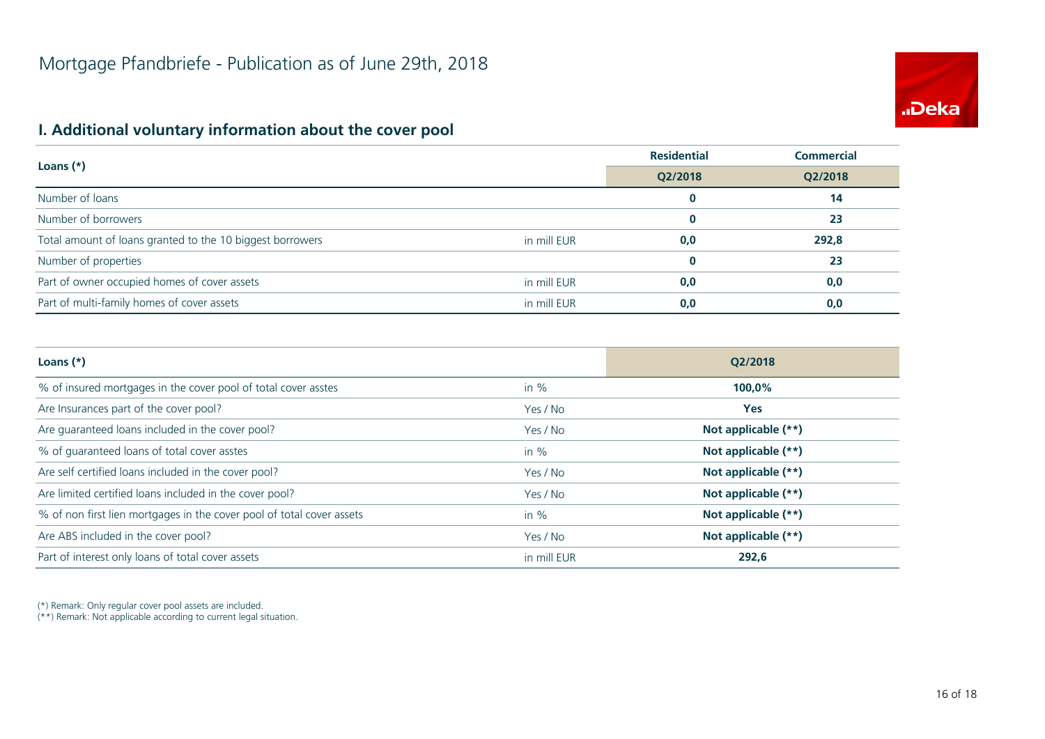# Mortgage Pfandbriefe - Publication as of June 29th, 2018

## I. Additional voluntary information about the cover pool

| Loans (*) | | Residential | Commercial |
|---|---|---|---|
| | | Q2/2018 | Q2/2018 |
| Number of loans | | **0** | **14** |
| Number of borrowers | | **0** | **23** |
| Total amount of loans granted to the 10 biggest borrowers | in mill EUR | **0,0** | **292,8** |
| Number of properties | | **0** | **23** |
| Part of owner occupied homes of cover assets | in mill EUR | **0,0** | **0,0** |
| Part of multi-family homes of cover assets | in mill EUR | **0,0** | **0,0** |

| Loans (*) | | Q2/2018 |
|---|---|---|
| % of insured mortgages in the cover pool of total cover asstes | in % | **100,0%** |
| Are Insurances part of the cover pool? | Yes / No | **Yes** |
| Are guaranteed loans included in the cover pool? | Yes / No | **Not applicable (**)** |
| % of guaranteed loans of total cover asstes | in % | **Not applicable (**)** |
| Are self certified loans included in the cover pool? | Yes / No | **Not applicable (**)** |
| Are limited certified loans included in the cover pool? | Yes / No | **Not applicable (**)** |
| % of non first lien mortgages in the cover pool of total cover assets | in % | **Not applicable (**)** |
| Are ABS included in the cover pool? | Yes / No | **Not applicable (**)** |
| Part of interest only loans of total cover assets | in mill EUR | **292,6** |

(*) Remark: Only regular cover pool assets are included.
(**) Remark: Not applicable according to current legal situation.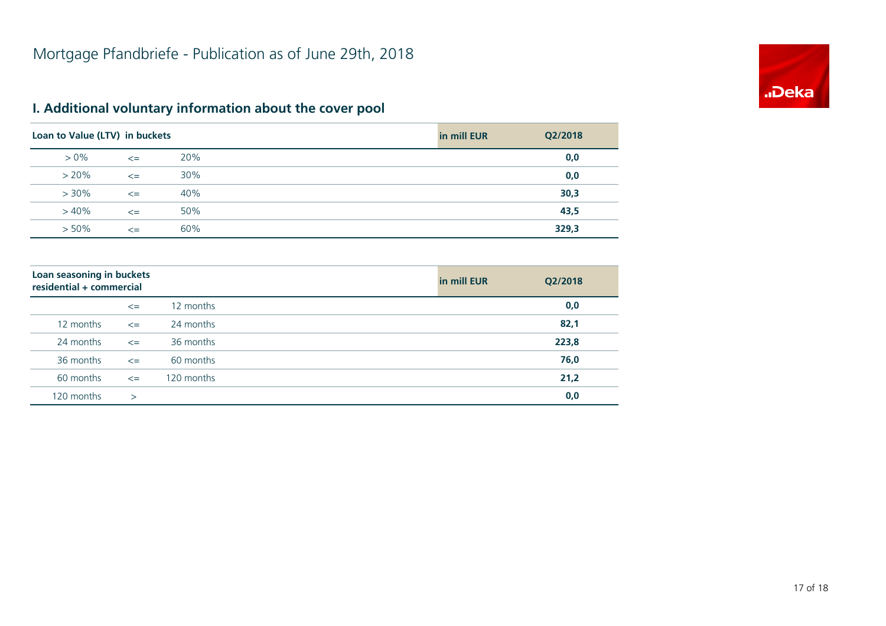# Mortgage Pfandbriefe - Publication as of June 29th, 2018

## I. Additional voluntary information about the cover pool

| Loan to Value (LTV) in buckets | | | in mill EUR | Q2/2018 |
|---|---|---|---|---|
| > 0% | <= | 20% | | 0,0 |
| > 20% | <= | 30% | | 0,0 |
| > 30% | <= | 40% | | 30,3 |
| > 40% | <= | 50% | | 43,5 |
| > 50% | <= | 60% | | 329,3 |

| Loan seasoning in buckets residential + commercial | | | in mill EUR | Q2/2018 |
|---|---|---|---|---|
| | <= | 12 months | | 0,0 |
| 12 months | <= | 24 months | | 82,1 |
| 24 months | <= | 36 months | | 223,8 |
| 36 months | <= | 60 months | | 76,0 |
| 60 months | <= | 120 months | | 21,2 |
| 120 months | > | | | 0,0 |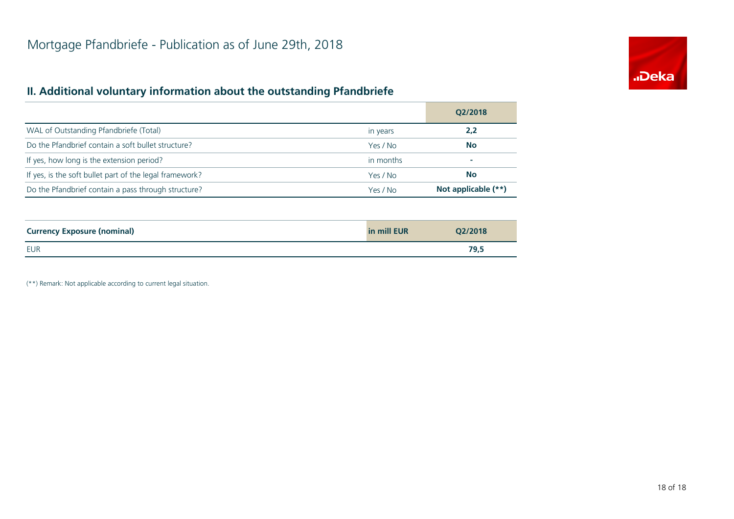# Mortgage Pfandbriefe - Publication as of June 29th, 2018

## II. Additional voluntary information about the outstanding Pfandbriefe

| | | Q2/2018 |
|---|---|---|
| WAL of Outstanding Pfandbriefe (Total) | in years | **2,2** |
| Do the Pfandbrief contain a soft bullet structure? | Yes / No | **No** |
| If yes, how long is the extension period? | in months | **-** |
| If yes, is the soft bullet part of the legal framework? | Yes / No | **No** |
| Do the Pfandbrief contain a pass through structure? | Yes / No | **Not applicable (**)** |

| Currency Exposure (nominal) | in mill EUR | Q2/2018 |
|---|---|---|
| EUR | | **79,5** |

(**) Remark: Not applicable according to current legal situation.